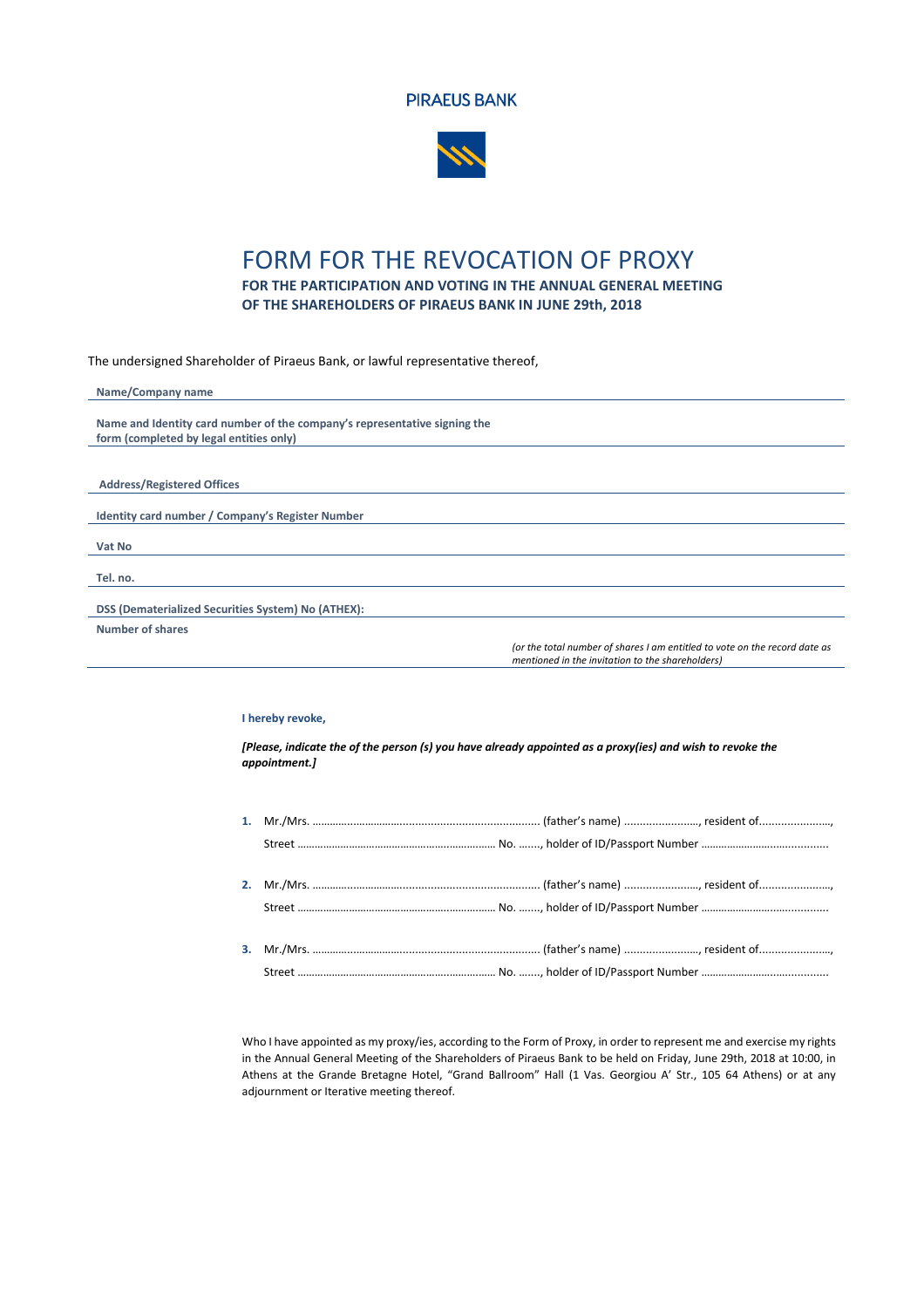PIRAEUS BANK

# FORM FOR THE REVOCATION OF PROXY

**FOR THE PARTICIPATION AND VOTING IN THE ANNUAL GENERAL MEETING OF THE SHAREHOLDERS OF PIRAEUS BANK IN JUNE 29th, 2018**

The undersigned Shareholder of Piraeus Bank, or lawful representative thereof,

**Name/Company name**

**Name and Identity card number of the company's representative signing the form (completed by legal entities only)**

**Address/Registered Offices**

**Identity card number / Company's Register Number**

**Vat No**

**Tel. no.**

**DSS (Dematerialized Securities System) No (ATHEX):**

**Number of shares**

*(or the total number of shares I am entitled to vote on the record date as mentioned in the invitation to the shareholders)*

**I hereby revoke,**

***[Please, indicate the of the person (s) you have already appointed as a proxy(ies) and wish to revoke the appointment.]***

1. Mr./Mrs. ............................................................................ (father's name) ........................, resident of......................., Street ..................................................................... No. ......., holder of ID/Passport Number ..........................................

2. Mr./Mrs. ............................................................................ (father's name) ........................, resident of......................., Street ..................................................................... No. ......., holder of ID/Passport Number ..........................................

3. Mr./Mrs. ............................................................................ (father's name) ........................, resident of......................., Street ..................................................................... No. ......., holder of ID/Passport Number ..........................................

Who I have appointed as my proxy/ies, according to the Form of Proxy, in order to represent me and exercise my rights in the Annual General Meeting of the Shareholders of Piraeus Bank to be held on Friday, June 29th, 2018 at 10:00, in Athens at the Grande Bretagne Hotel, "Grand Ballroom" Hall (1 Vas. Georgiou A' Str., 105 64 Athens) or at any adjournment or Iterative meeting thereof.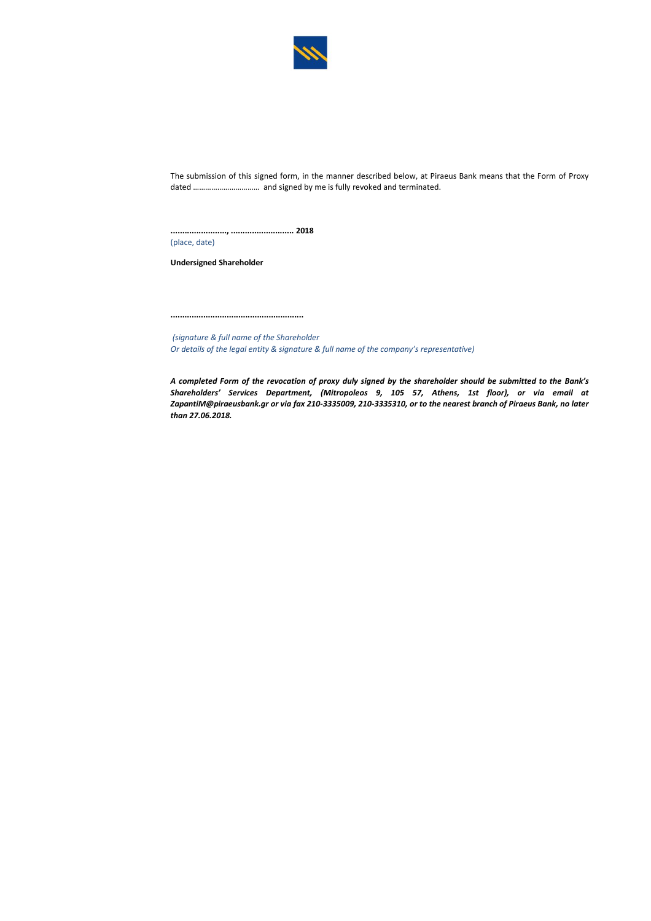The submission of this signed form, in the manner described below, at Piraeus Bank means that the Form of Proxy dated …………………………… and signed by me is fully revoked and terminated.

**……………………, ……………………… 2018**
(place, date)

**Undersigned Shareholder**

**…………………………………………………**

*(signature & full name of the Shareholder*
*Or details of the legal entity & signature & full name of the company's representative)*

***A completed Form of the revocation of proxy duly signed by the shareholder should be submitted to the Bank's Shareholders' Services Department, (Mitropoleos 9, 105 57, Athens, 1st floor), or via email at ZapantiM@piraeusbank.gr or via fax 210-3335009, 210-3335310, or to the nearest branch of Piraeus Bank, no later than 27.06.2018.***